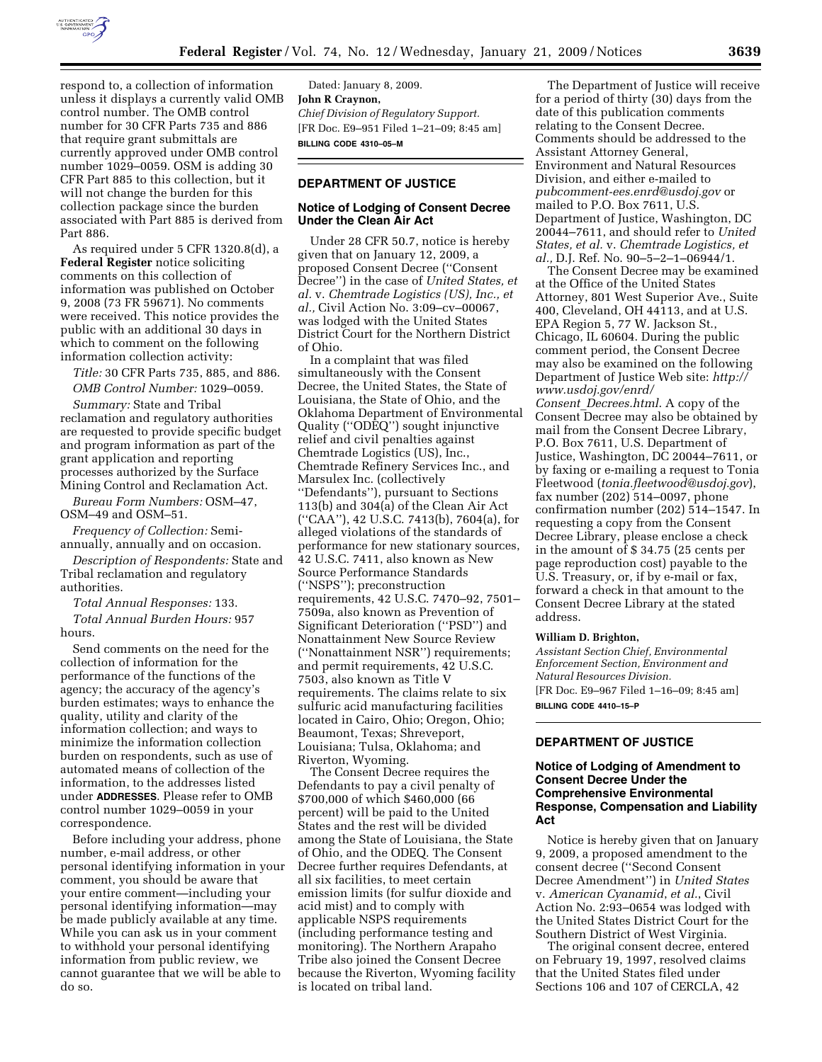respond to, a collection of information unless it displays a currently valid OMB control number. The OMB control number for 30 CFR Parts 735 and 886 that require grant submittals are currently approved under OMB control number 1029–0059. OSM is adding 30 CFR Part 885 to this collection, but it will not change the burden for this collection package since the burden associated with Part 885 is derived from Part 886.

As required under 5 CFR 1320.8(d), a **Federal Register** notice soliciting comments on this collection of information was published on October 9, 2008 (73 FR 59671). No comments were received. This notice provides the public with an additional 30 days in which to comment on the following information collection activity:

*Title:* 30 CFR Parts 735, 885, and 886.

*OMB Control Number:* 1029–0059.

*Summary:* State and Tribal reclamation and regulatory authorities are requested to provide specific budget and program information as part of the grant application and reporting processes authorized by the Surface Mining Control and Reclamation Act.

*Bureau Form Numbers:* OSM–47, OSM–49 and OSM–51.

*Frequency of Collection:* Semi-annually, annually and on occasion.

*Description of Respondents:* State and Tribal reclamation and regulatory authorities.

*Total Annual Responses:* 133.

*Total Annual Burden Hours:* 957 hours.

Send comments on the need for the collection of information for the performance of the functions of the agency; the accuracy of the agency's burden estimates; ways to enhance the quality, utility and clarity of the information collection; and ways to minimize the information collection burden on respondents, such as use of automated means of collection of the information, to the addresses listed under **ADDRESSES**. Please refer to OMB control number 1029–0059 in your correspondence.

Before including your address, phone number, e-mail address, or other personal identifying information in your comment, you should be aware that your entire comment—including your personal identifying information—may be made publicly available at any time. While you can ask us in your comment to withhold your personal identifying information from public review, we cannot guarantee that we will be able to do so.

Dated: January 8, 2009.

**John R Craynon,**

*Chief Division of Regulatory Support.*

[FR Doc. E9–951 Filed 1–21–09; 8:45 am]

**BILLING CODE 4310–05–M**

## DEPARTMENT OF JUSTICE

### Notice of Lodging of Consent Decree Under the Clean Air Act

Under 28 CFR 50.7, notice is hereby given that on January 12, 2009, a proposed Consent Decree ("Consent Decree") in the case of *United States, et al.* v. *Chemtrade Logistics (US), Inc., et al.,* Civil Action No. 3:09–cv–00067, was lodged with the United States District Court for the Northern District of Ohio.

In a complaint that was filed simultaneously with the Consent Decree, the United States, the State of Louisiana, the State of Ohio, and the Oklahoma Department of Environmental Quality ("ODEQ") sought injunctive relief and civil penalties against Chemtrade Logistics (US), Inc., Chemtrade Refinery Services Inc., and Marsulex Inc. (collectively "Defendants"), pursuant to Sections 113(b) and 304(a) of the Clean Air Act ("CAA"), 42 U.S.C. 7413(b), 7604(a), for alleged violations of the standards of performance for new stationary sources, 42 U.S.C. 7411, also known as New Source Performance Standards ("NSPS"); preconstruction requirements, 42 U.S.C. 7470–92, 7501–7509a, also known as Prevention of Significant Deterioration ("PSD") and Nonattainment New Source Review ("Nonattainment NSR") requirements; and permit requirements, 42 U.S.C. 7503, also known as Title V requirements. The claims relate to six sulfuric acid manufacturing facilities located in Cairo, Ohio; Oregon, Ohio; Beaumont, Texas; Shreveport, Louisiana; Tulsa, Oklahoma; and Riverton, Wyoming.

The Consent Decree requires the Defendants to pay a civil penalty of $700,000 of which $460,000 (66 percent) will be paid to the United States and the rest will be divided among the State of Louisiana, the State of Ohio, and the ODEQ. The Consent Decree further requires Defendants, at all six facilities, to meet certain emission limits (for sulfur dioxide and acid mist) and to comply with applicable NSPS requirements (including performance testing and monitoring). The Northern Arapaho Tribe also joined the Consent Decree because the Riverton, Wyoming facility is located on tribal land.

The Department of Justice will receive for a period of thirty (30) days from the date of this publication comments relating to the Consent Decree. Comments should be addressed to the Assistant Attorney General, Environment and Natural Resources Division, and either e-mailed to *pubcomment-ees.enrd@usdoj.gov* or mailed to P.O. Box 7611, U.S. Department of Justice, Washington, DC 20044–7611, and should refer to *United States, et al.* v. *Chemtrade Logistics, et al.,* D.J. Ref. No. 90–5–2–1–06944/1.

The Consent Decree may be examined at the Office of the United States Attorney, 801 West Superior Ave., Suite 400, Cleveland, OH 44113, and at U.S. EPA Region 5, 77 W. Jackson St., Chicago, IL 60604. During the public comment period, the Consent Decree may also be examined on the following Department of Justice Web site: *http://www.usdoj.gov/enrd/Consent_Decrees.html*. A copy of the Consent Decree may also be obtained by mail from the Consent Decree Library, P.O. Box 7611, U.S. Department of Justice, Washington, DC 20044–7611, or by faxing or e-mailing a request to Tonia Fleetwood (*tonia.fleetwood@usdoj.gov*), fax number (202) 514–0097, phone confirmation number (202) 514–1547. In requesting a copy from the Consent Decree Library, please enclose a check in the amount of $ 34.75 (25 cents per page reproduction cost) payable to the U.S. Treasury, or, if by e-mail or fax, forward a check in that amount to the Consent Decree Library at the stated address.

**William D. Brighton,**

*Assistant Section Chief, Environmental Enforcement Section, Environment and Natural Resources Division.*

[FR Doc. E9–967 Filed 1–16–09; 8:45 am]

**BILLING CODE 4410–15–P**

## DEPARTMENT OF JUSTICE

### Notice of Lodging of Amendment to Consent Decree Under the Comprehensive Environmental Response, Compensation and Liability Act

Notice is hereby given that on January 9, 2009, a proposed amendment to the consent decree ("Second Consent Decree Amendment") in *United States* v. *American Cyanamid, et al.*, Civil Action No. 2:93–0654 was lodged with the United States District Court for the Southern District of West Virginia.

The original consent decree, entered on February 19, 1997, resolved claims that the United States filed under Sections 106 and 107 of CERCLA, 42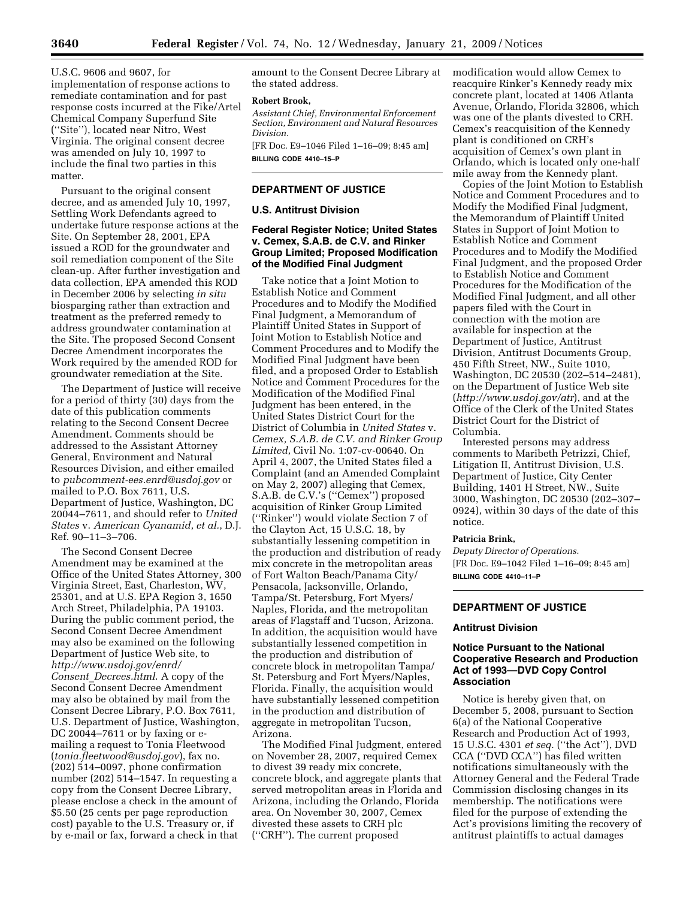U.S.C. 9606 and 9607, for implementation of response actions to remediate contamination and for past response costs incurred at the Fike/Artel Chemical Company Superfund Site (''Site''), located near Nitro, West Virginia. The original consent decree was amended on July 10, 1997 to include the final two parties in this matter.

Pursuant to the original consent decree, and as amended July 10, 1997, Settling Work Defendants agreed to undertake future response actions at the Site. On September 28, 2001, EPA issued a ROD for the groundwater and soil remediation component of the Site clean-up. After further investigation and data collection, EPA amended this ROD in December 2006 by selecting *in situ* biosparging rather than extraction and treatment as the preferred remedy to address groundwater contamination at the Site. The proposed Second Consent Decree Amendment incorporates the Work required by the amended ROD for groundwater remediation at the Site.

The Department of Justice will receive for a period of thirty (30) days from the date of this publication comments relating to the Second Consent Decree Amendment. Comments should be addressed to the Assistant Attorney General, Environment and Natural Resources Division, and either emailed to *pubcomment-ees.enrd@usdoj.gov* or mailed to P.O. Box 7611, U.S. Department of Justice, Washington, DC 20044–7611, and should refer to *United States* v. *American Cyanamid*, *et al.*, D.J. Ref. 90–11–3–706.

The Second Consent Decree Amendment may be examined at the Office of the United States Attorney, 300 Virginia Street, East, Charleston, WV, 25301, and at U.S. EPA Region 3, 1650 Arch Street, Philadelphia, PA 19103. During the public comment period, the Second Consent Decree Amendment may also be examined on the following Department of Justice Web site, to *http://www.usdoj.gov/enrd/Consent_Decrees.html*. A copy of the Second Consent Decree Amendment may also be obtained by mail from the Consent Decree Library, P.O. Box 7611, U.S. Department of Justice, Washington, DC 20044–7611 or by faxing or e-mailing a request to Tonia Fleetwood (*tonia.fleetwood@usdoj.gov*), fax no. (202) 514–0097, phone confirmation number (202) 514–1547. In requesting a copy from the Consent Decree Library, please enclose a check in the amount of $5.50 (25 cents per page reproduction cost) payable to the U.S. Treasury or, if by e-mail or fax, forward a check in that amount to the Consent Decree Library at the stated address.

**Robert Brook,**

*Assistant Chief, Environmental Enforcement Section, Environment and Natural Resources Division.*

[FR Doc. E9–1046 Filed 1–16–09; 8:45 am]

**BILLING CODE 4410–15–P**

---

## DEPARTMENT OF JUSTICE

### U.S. Antitrust Division

### Federal Register Notice; United States v. Cemex, S.A.B. de C.V. and Rinker Group Limited; Proposed Modification of the Modified Final Judgment

Take notice that a Joint Motion to Establish Notice and Comment Procedures and to Modify the Modified Final Judgment, a Memorandum of Plaintiff United States in Support of Joint Motion to Establish Notice and Comment Procedures and to Modify the Modified Final Judgment have been filed, and a proposed Order to Establish Notice and Comment Procedures for the Modification of the Modified Final Judgment has been entered, in the United States District Court for the District of Columbia in *United States* v. *Cemex, S.A.B. de C.V. and Rinker Group Limited*, Civil No. 1:07-cv-00640. On April 4, 2007, the United States filed a Complaint (and an Amended Complaint on May 2, 2007) alleging that Cemex, S.A.B. de C.V.'s (''Cemex'') proposed acquisition of Rinker Group Limited (''Rinker'') would violate Section 7 of the Clayton Act, 15 U.S.C. 18, by substantially lessening competition in the production and distribution of ready mix concrete in the metropolitan areas of Fort Walton Beach/Panama City/Pensacola, Jacksonville, Orlando, Tampa/St. Petersburg, Fort Myers/Naples, Florida, and the metropolitan areas of Flagstaff and Tucson, Arizona. In addition, the acquisition would have substantially lessened competition in the production and distribution of concrete block in metropolitan Tampa/St. Petersburg and Fort Myers/Naples, Florida. Finally, the acquisition would have substantially lessened competition in the production and distribution of aggregate in metropolitan Tucson, Arizona.

The Modified Final Judgment, entered on November 28, 2007, required Cemex to divest 39 ready mix concrete, concrete block, and aggregate plants that served metropolitan areas in Florida and Arizona, including the Orlando, Florida area. On November 30, 2007, Cemex divested these assets to CRH plc (''CRH''). The current proposed modification would allow Cemex to reacquire Rinker's Kennedy ready mix concrete plant, located at 1406 Atlanta Avenue, Orlando, Florida 32806, which was one of the plants divested to CRH. Cemex's reacquisition of the Kennedy plant is conditioned on CRH's acquisition of Cemex's own plant in Orlando, which is located only one-half mile away from the Kennedy plant.

Copies of the Joint Motion to Establish Notice and Comment Procedures and to Modify the Modified Final Judgment, the Memorandum of Plaintiff United States in Support of Joint Motion to Establish Notice and Comment Procedures and to Modify the Modified Final Judgment, and the proposed Order to Establish Notice and Comment Procedures for the Modification of the Modified Final Judgment, and all other papers filed with the Court in connection with the motion are available for inspection at the Department of Justice, Antitrust Division, Antitrust Documents Group, 450 Fifth Street, NW., Suite 1010, Washington, DC 20530 (202–514–2481), on the Department of Justice Web site (*http://www.usdoj.gov/atr*), and at the Office of the Clerk of the United States District Court for the District of Columbia.

Interested persons may address comments to Maribeth Petrizzi, Chief, Litigation II, Antitrust Division, U.S. Department of Justice, City Center Building, 1401 H Street, NW., Suite 3000, Washington, DC 20530 (202–307–0924), within 30 days of the date of this notice.

**Patricia Brink,**

*Deputy Director of Operations.*

[FR Doc. E9–1042 Filed 1–16–09; 8:45 am]

**BILLING CODE 4410–11–P**

---

## DEPARTMENT OF JUSTICE

### Antitrust Division

### Notice Pursuant to the National Cooperative Research and Production Act of 1993—DVD Copy Control Association

Notice is hereby given that, on December 5, 2008, pursuant to Section 6(a) of the National Cooperative Research and Production Act of 1993, 15 U.S.C. 4301 *et seq.* (''the Act''), DVD CCA (''DVD CCA'') has filed written notifications simultaneously with the Attorney General and the Federal Trade Commission disclosing changes in its membership. The notifications were filed for the purpose of extending the Act's provisions limiting the recovery of antitrust plaintiffs to actual damages